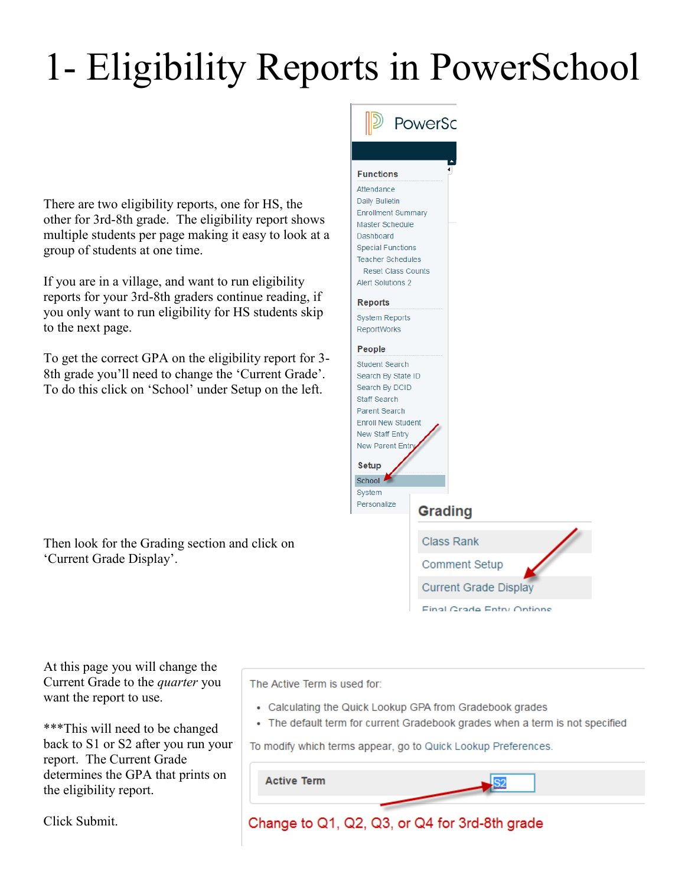# 1- Eligibility Reports in PowerSchool

There are two eligibility reports, one for HS, the other for 3rd-8th grade. The eligibility report shows multiple students per page making it easy to look at a group of students at one time.

If you are in a village, and want to run eligibility reports for your 3rd-8th graders continue reading, if you only want to run eligibility for HS students skip to the next page.

To get the correct GPA on the eligibility report for 3-8th grade you'll need to change the 'Current Grade'. To do this click on 'School' under Setup on the left.

Then look for the Grading section and click on 'Current Grade Display'.

At this page you will change the Current Grade to the *quarter* you want the report to use.

***This will need to be changed back to S1 or S2 after you run your report. The Current Grade determines the GPA that prints on the eligibility report.

Click Submit.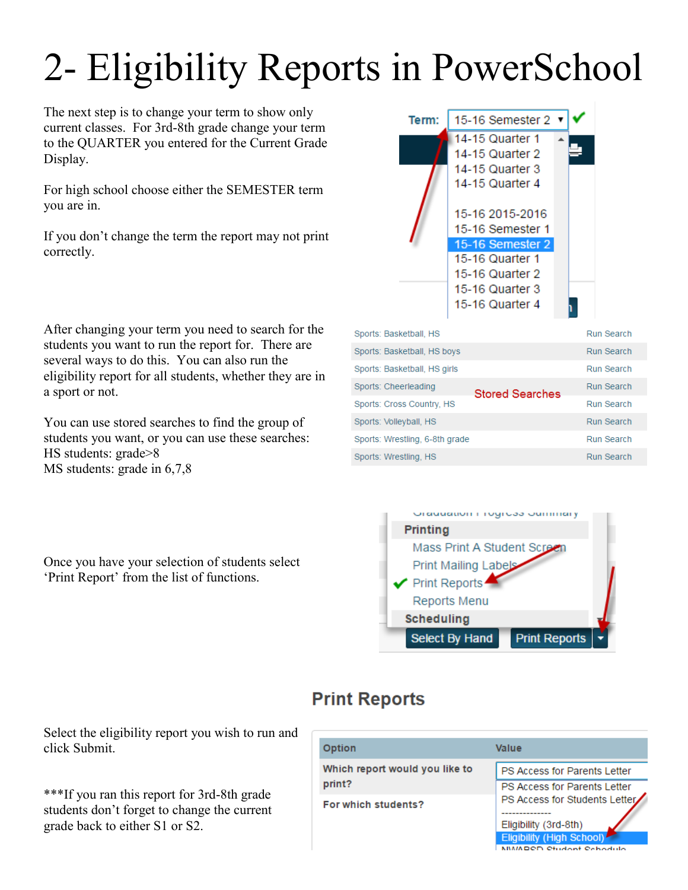# 2- Eligibility Reports in PowerSchool

The next step is to change your term to show only current classes. For 3rd-8th grade change your term to the QUARTER you entered for the Current Grade Display.

For high school choose either the SEMESTER term you are in.

If you don't change the term the report may not print correctly.

Term: 15-16 Semester 2

14-15 Quarter 1
14-15 Quarter 2
14-15 Quarter 3
14-15 Quarter 4

15-16 2015-2016
15-16 Semester 1
15-16 Semester 2
15-16 Quarter 1
15-16 Quarter 2
15-16 Quarter 3
15-16 Quarter 4

After changing your term you need to search for the students you want to run the report for. There are several ways to do this. You can also run the eligibility report for all students, whether they are in a sport or not.

You can use stored searches to find the group of students you want, or you can use these searches:
HS students: grade>8
MS students: grade in 6,7,8

Stored Searches

| | |
|---|---|
| Sports: Basketball, HS | Run Search |
| Sports: Basketball, HS boys | Run Search |
| Sports: Basketball, HS girls | Run Search |
| Sports: Cheerleading | Run Search |
| Sports: Cross Country, HS | Run Search |
| Sports: Volleyball, HS | Run Search |
| Sports: Wrestling, 6-8th grade | Run Search |
| Sports: Wrestling, HS | Run Search |

Once you have your selection of students select 'Print Report' from the list of functions.

Printing
Mass Print A Student Screen
Print Mailing Labels
Print Reports
Reports Menu
Scheduling

Select By Hand | Print Reports

Select the eligibility report you wish to run and click Submit.

***If you ran this report for 3rd-8th grade students don't forget to change the current grade back to either S1 or S2.

**Print Reports**

| Option | Value |
|---|---|
| Which report would you like to print? | PS Access for Parents Letter |
| For which students? | |

PS Access for Parents Letter
PS Access for Students Letter
--------------
Eligibility (3rd-8th)
Eligibility (High School)